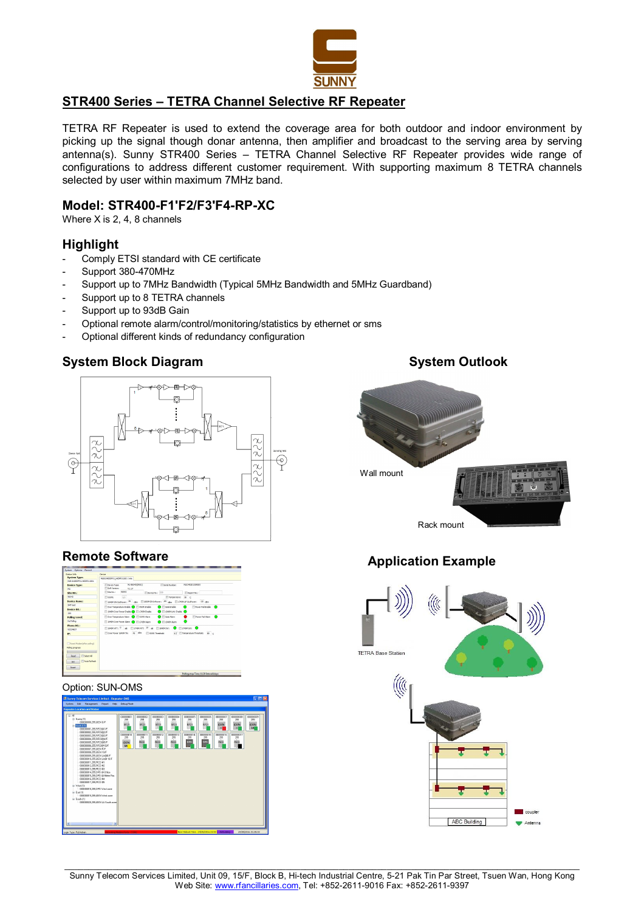SUNNY

## STR400 Series – TETRA Channel Selective RF Repeater

TETRA RF Repeater is used to extend the coverage area for both outdoor and indoor environment by picking up the signal though donar antenna, then amplifier and broadcast to the serving area by serving antenna(s). Sunny STR400 Series – TETRA Channel Selective RF Repeater provides wide range of configurations to address different customer requirement. With supporting maximum 8 TETRA channels selected by user within maximum 7MHz band.

## Model: STR400-F1'F2/F3'F4-RP-XC

Where X is 2, 4, 8 channels

## Highlight

- Comply ETSI standard with CE certificate
- Support 380-470MHz
- Support up to 7MHz Bandwidth (Typical 5MHz Bandwidth and 5MHz Guardband)
- Support up to 8 TETRA channels
- Support up to 93dB Gain
- Optional remote alarm/control/monitoring/statistics by ethernet or sms
- Optional different kinds of redundancy configuration

## System Block Diagram

## System Outlook

Wall mount

Rack mount

## Remote Software

Option: SUN-OMS

## Application Example

TETRA Base Station

ABC Building

coupler

Antenna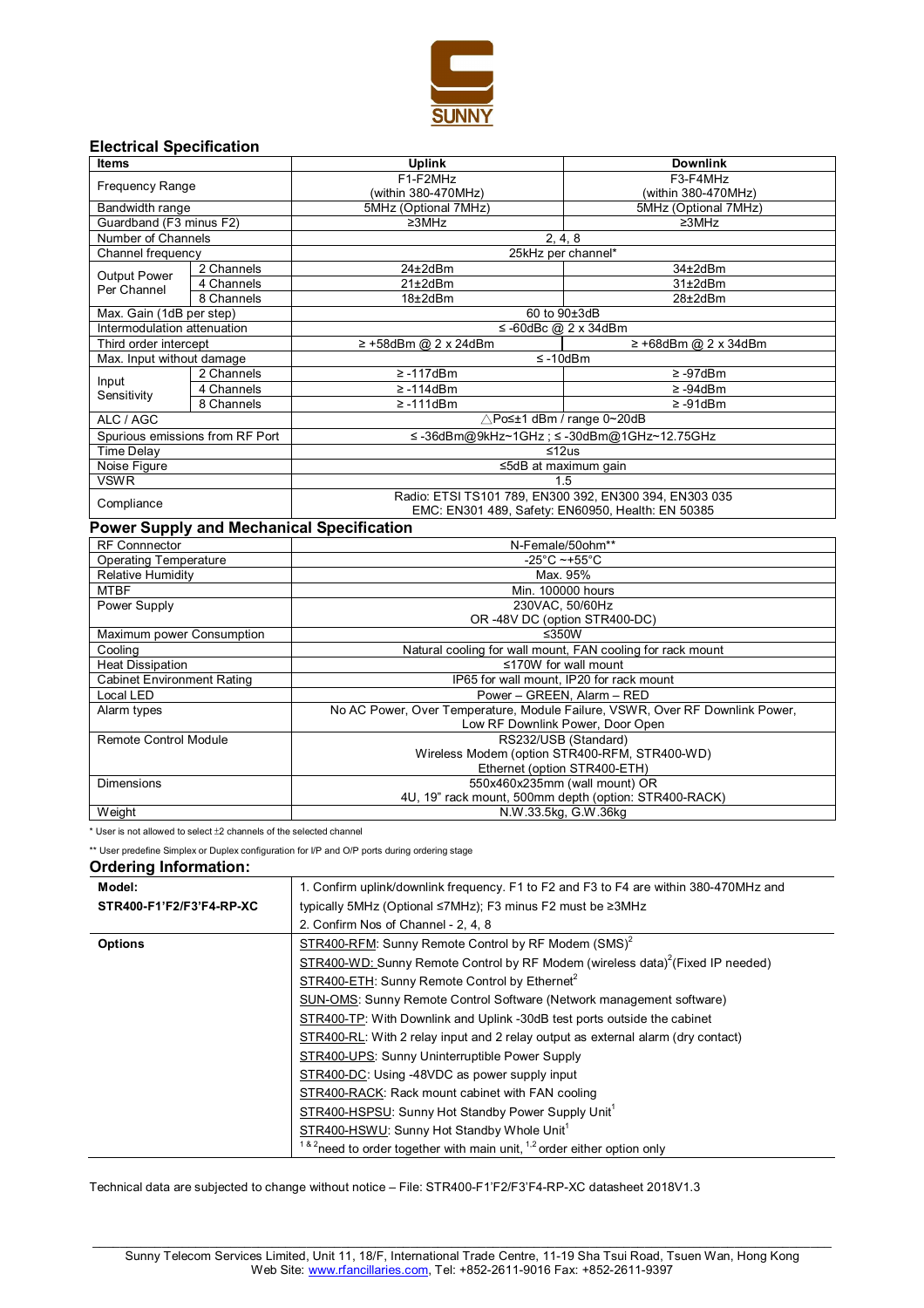SUNNY

## Electrical Specification

| Items | | Uplink | Downlink |
|---|---|---|---|
| Frequency Range | | F1-F2MHz (within 380-470MHz) | F3-F4MHz (within 380-470MHz) |
| Bandwidth range | | 5MHz (Optional 7MHz) | 5MHz (Optional 7MHz) |
| Guardband (F3 minus F2) | | ≥3MHz | ≥3MHz |
| Number of Channels | | 2, 4, 8 | |
| Channel frequency | | 25kHz per channel* | |
| Output Power Per Channel | 2 Channels | 24±2dBm | 34±2dBm |
| | 4 Channels | 21±2dBm | 31±2dBm |
| | 8 Channels | 18±2dBm | 28±2dBm |
| Max. Gain (1dB per step) | | 60 to 90±3dB | |
| Intermodulation attenuation | | ≤ -60dBc @ 2 x 34dBm | |
| Third order intercept | | ≥ +58dBm @ 2 x 24dBm | ≥ +68dBm @ 2 x 34dBm |
| Max. Input without damage | | ≤ -10dBm | |
| Input Sensitivity | 2 Channels | ≥ -117dBm | ≥ -97dBm |
| | 4 Channels | ≥ -114dBm | ≥ -94dBm |
| | 8 Channels | ≥ -111dBm | ≥ -91dBm |
| ALC / AGC | | △Po≤±1 dBm / range 0~20dB | |
| Spurious emissions from RF Port | | ≤ -36dBm@9kHz~1GHz ; ≤ -30dBm@1GHz~12.75GHz | |
| Time Delay | | ≤12us | |
| Noise Figure | | ≤5dB at maximum gain | |
| VSWR | | 1.5 | |
| Compliance | | Radio: ETSI TS101 789, EN300 392, EN300 394, EN303 035 EMC: EN301 489, Safety: EN60950, Health: EN 50385 | |

## Power Supply and Mechanical Specification

| | |
|---|---|
| RF Connnector | N-Female/50ohm** |
| Operating Temperature | -25°C ~+55°C |
| Relative Humidity | Max. 95% |
| MTBF | Min. 100000 hours |
| Power Supply | 230VAC, 50/60Hz OR -48V DC (option STR400-DC) |
| Maximum power Consumption | ≤350W |
| Cooling | Natural cooling for wall mount, FAN cooling for rack mount |
| Heat Dissipation | ≤170W for wall mount |
| Cabinet Environment Rating | IP65 for wall mount, IP20 for rack mount |
| Local LED | Power – GREEN, Alarm – RED |
| Alarm types | No AC Power, Over Temperature, Module Failure, VSWR, Over RF Downlink Power, Low RF Downlink Power, Door Open |
| Remote Control Module | RS232/USB (Standard) Wireless Modem (option STR400-RFM, STR400-WD) Ethernet (option STR400-ETH) |
| Dimensions | 550x460x235mm (wall mount) OR 4U, 19" rack mount, 500mm depth (option: STR400-RACK) |
| Weight | N.W.33.5kg, G.W.36kg |

\* User is not allowed to select ±2 channels of the selected channel

\*\* User predefine Simplex or Duplex configuration for I/P and O/P ports during ordering stage

## Ordering Information:

| | |
|---|---|
| **Model:** **STR400-F1'F2/F3'F4-RP-XC** | 1. Confirm uplink/downlink frequency. F1 to F2 and F3 to F4 are within 380-470MHz and typically 5MHz (Optional ≤7MHz); F3 minus F2 must be ≥3MHz<br>2. Confirm Nos of Channel - 2, 4, 8 |
| **Options** | STR400-RFM: Sunny Remote Control by RF Modem (SMS)[2]<br>STR400-WD: Sunny Remote Control by RF Modem (wireless data)[2](Fixed IP needed)<br>STR400-ETH: Sunny Remote Control by Ethernet[2]<br>SUN-OMS: Sunny Remote Control Software (Network management software)<br>STR400-TP: With Downlink and Uplink -30dB test ports outside the cabinet<br>STR400-RL: With 2 relay input and 2 relay output as external alarm (dry contact)<br>STR400-UPS: Sunny Uninterruptible Power Supply<br>STR400-DC: Using -48VDC as power supply input<br>STR400-RACK: Rack mount cabinet with FAN cooling<br>STR400-HSPSU: Sunny Hot Standby Power Supply Unit[1]<br>STR400-HSWU: Sunny Hot Standby Whole Unit[1]<br>[1 & 2]need to order together with main unit, [1,2] order either option only |

Technical data are subjected to change without notice – File: STR400-F1'F2/F3'F4-RP-XC datasheet 2018V1.3

Sunny Telecom Services Limited, Unit 11, 18/F, International Trade Centre, 11-19 Sha Tsui Road, Tsuen Wan, Hong Kong
Web Site: www.rfancillaries.com, Tel: +852-2611-9016 Fax: +852-2611-9397